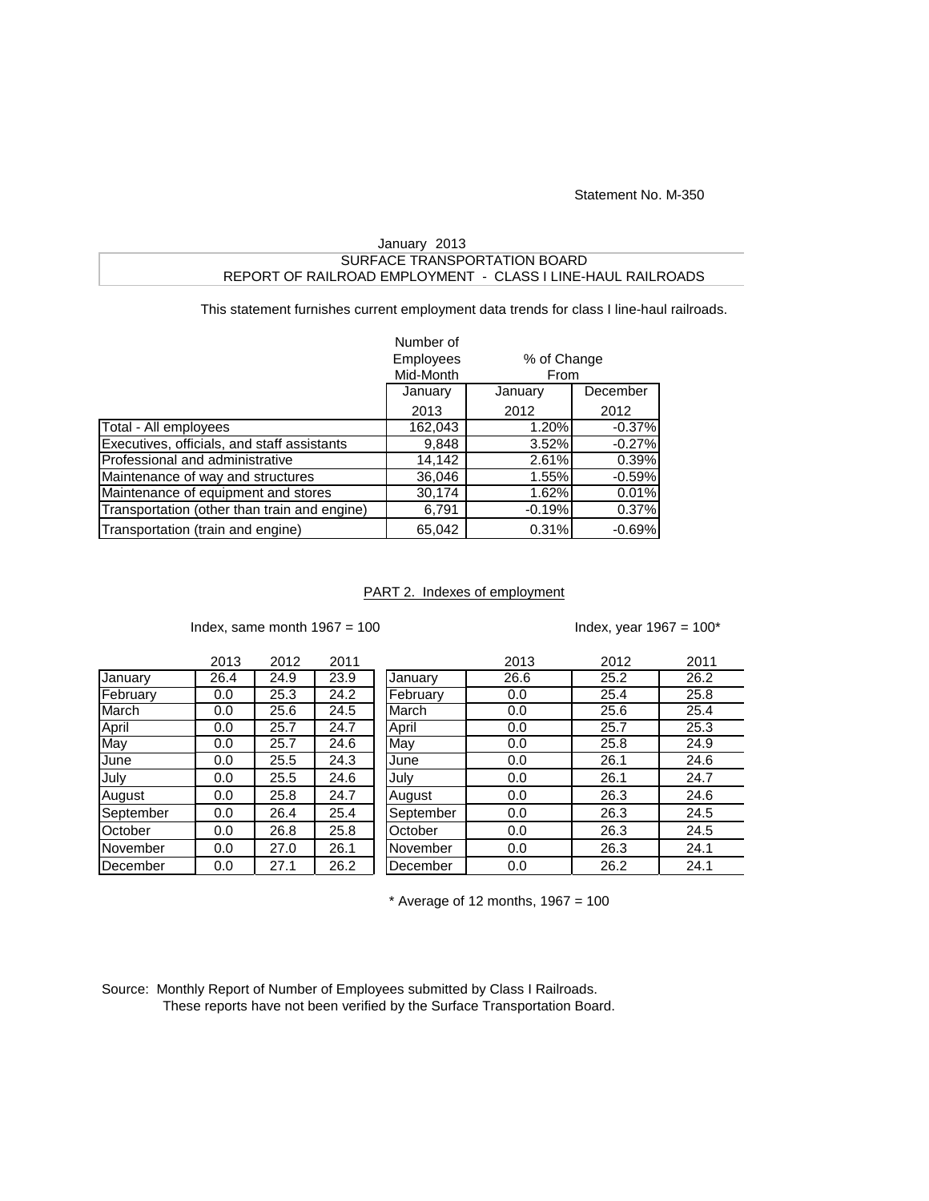Statement No. M-350

January 2013

SURFACE TRANSPORTATION BOARD

REPORT OF RAILROAD EMPLOYMENT - CLASS I LINE-HAUL RAILROADS

This statement furnishes current employment data trends for class I line-haul railroads.

| | Number of Employees Mid-Month | % of Change From | |
|---|---|---|---|
| | January 2013 | January 2012 | December 2012 |
| Total - All employees | 162,043 | 1.20% | -0.37% |
| Executives, officials, and staff assistants | 9,848 | 3.52% | -0.27% |
| Professional and administrative | 14,142 | 2.61% | 0.39% |
| Maintenance of way and structures | 36,046 | 1.55% | -0.59% |
| Maintenance of equipment and stores | 30,174 | 1.62% | 0.01% |
| Transportation (other than train and engine) | 6,791 | -0.19% | 0.37% |
| Transportation (train and engine) | 65,042 | 0.31% | -0.69% |

PART 2. Indexes of employment

Index, same month 1967 = 100

| | 2013 | 2012 | 2011 |
|---|---|---|---|
| January | 26.4 | 24.9 | 23.9 |
| February | 0.0 | 25.3 | 24.2 |
| March | 0.0 | 25.6 | 24.5 |
| April | 0.0 | 25.7 | 24.7 |
| May | 0.0 | 25.7 | 24.6 |
| June | 0.0 | 25.5 | 24.3 |
| July | 0.0 | 25.5 | 24.6 |
| August | 0.0 | 25.8 | 24.7 |
| September | 0.0 | 26.4 | 25.4 |
| October | 0.0 | 26.8 | 25.8 |
| November | 0.0 | 27.0 | 26.1 |
| December | 0.0 | 27.1 | 26.2 |

Index, year 1967 = 100*

| | 2013 | 2012 | 2011 |
|---|---|---|---|
| January | 26.6 | 25.2 | 26.2 |
| February | 0.0 | 25.4 | 25.8 |
| March | 0.0 | 25.6 | 25.4 |
| April | 0.0 | 25.7 | 25.3 |
| May | 0.0 | 25.8 | 24.9 |
| June | 0.0 | 26.1 | 24.6 |
| July | 0.0 | 26.1 | 24.7 |
| August | 0.0 | 26.3 | 24.6 |
| September | 0.0 | 26.3 | 24.5 |
| October | 0.0 | 26.3 | 24.5 |
| November | 0.0 | 26.3 | 24.1 |
| December | 0.0 | 26.2 | 24.1 |

\* Average of 12 months, 1967 = 100

Source: Monthly Report of Number of Employees submitted by Class I Railroads. These reports have not been verified by the Surface Transportation Board.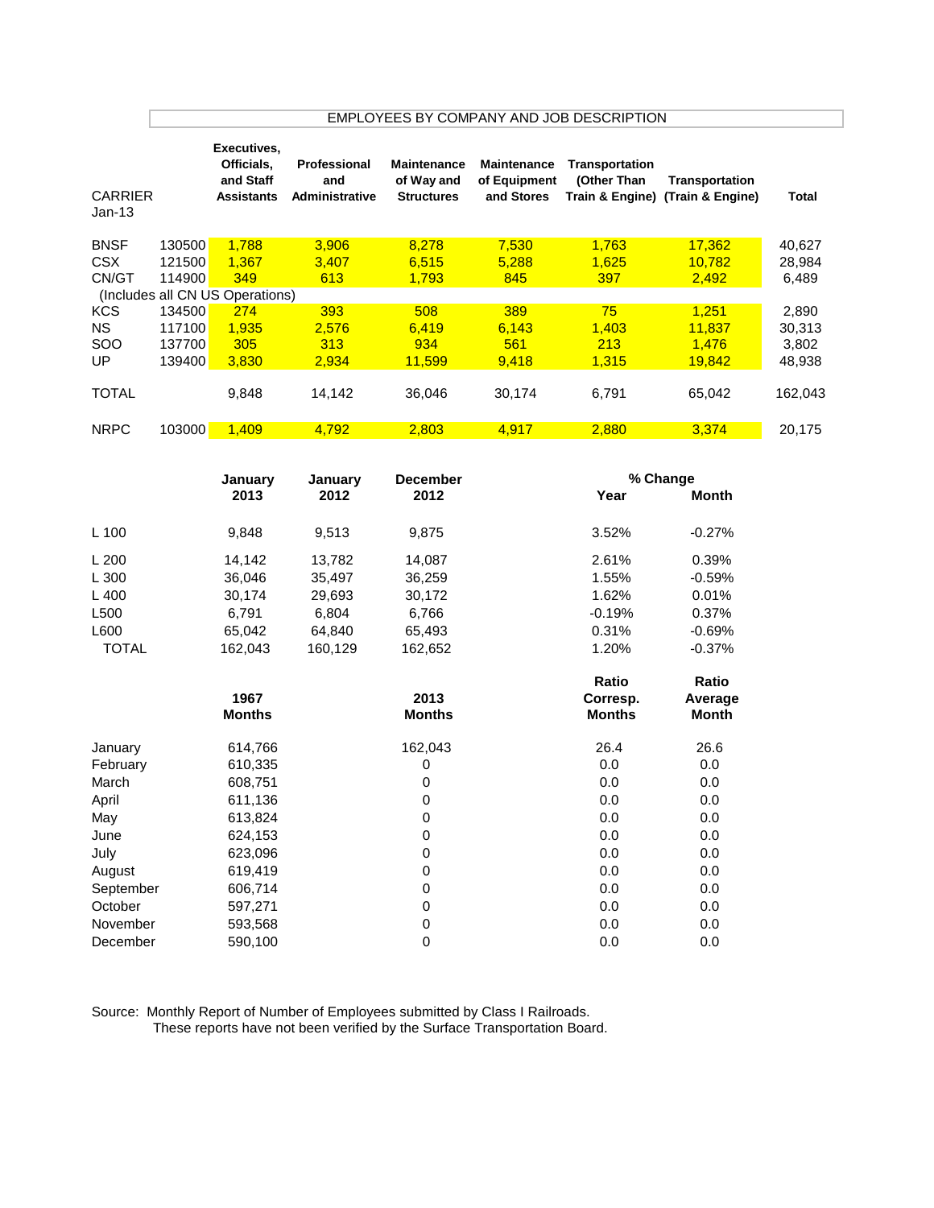## EMPLOYEES BY COMPANY AND JOB DESCRIPTION

| CARRIER Jan-13 | | Executives, Officials, and Staff Assistants | Professional and Administrative | Maintenance of Way and Structures | Maintenance of Equipment and Stores | Transportation (Other Than Train & Engine) | Transportation (Train & Engine) | Total |
|---|---|---|---|---|---|---|---|---|
| BNSF | 130500 | 1,788 | 3,906 | 8,278 | 7,530 | 1,763 | 17,362 | 40,627 |
| CSX | 121500 | 1,367 | 3,407 | 6,515 | 5,288 | 1,625 | 10,782 | 28,984 |
| CN/GT | 114900 | 349 | 613 | 1,793 | 845 | 397 | 2,492 | 6,489 |
| (Includes all CN US Operations) | | | | | | | | |
| KCS | 134500 | 274 | 393 | 508 | 389 | 75 | 1,251 | 2,890 |
| NS | 117100 | 1,935 | 2,576 | 6,419 | 6,143 | 1,403 | 11,837 | 30,313 |
| SOO | 137700 | 305 | 313 | 934 | 561 | 213 | 1,476 | 3,802 |
| UP | 139400 | 3,830 | 2,934 | 11,599 | 9,418 | 1,315 | 19,842 | 48,938 |
| TOTAL | | 9,848 | 14,142 | 36,046 | 30,174 | 6,791 | 65,042 | 162,043 |
| NRPC | 103000 | 1,409 | 4,792 | 2,803 | 4,917 | 2,880 | 3,374 | 20,175 |

| | January 2013 | January 2012 | December 2012 | % Change Year | % Change Month |
|---|---|---|---|---|---|
| L 100 | 9,848 | 9,513 | 9,875 | 3.52% | -0.27% |
| L 200 | 14,142 | 13,782 | 14,087 | 2.61% | 0.39% |
| L 300 | 36,046 | 35,497 | 36,259 | 1.55% | -0.59% |
| L 400 | 30,174 | 29,693 | 30,172 | 1.62% | 0.01% |
| L500 | 6,791 | 6,804 | 6,766 | -0.19% | 0.37% |
| L600 | 65,042 | 64,840 | 65,493 | 0.31% | -0.69% |
| TOTAL | 162,043 | 160,129 | 162,652 | 1.20% | -0.37% |

| | 1967 Months | 2013 Months | Ratio Corresp. Months | Ratio Average Month |
|---|---|---|---|---|
| January | 614,766 | 162,043 | 26.4 | 26.6 |
| February | 610,335 | 0 | 0.0 | 0.0 |
| March | 608,751 | 0 | 0.0 | 0.0 |
| April | 611,136 | 0 | 0.0 | 0.0 |
| May | 613,824 | 0 | 0.0 | 0.0 |
| June | 624,153 | 0 | 0.0 | 0.0 |
| July | 623,096 | 0 | 0.0 | 0.0 |
| August | 619,419 | 0 | 0.0 | 0.0 |
| September | 606,714 | 0 | 0.0 | 0.0 |
| October | 597,271 | 0 | 0.0 | 0.0 |
| November | 593,568 | 0 | 0.0 | 0.0 |
| December | 590,100 | 0 | 0.0 | 0.0 |

Source: Monthly Report of Number of Employees submitted by Class I Railroads.
These reports have not been verified by the Surface Transportation Board.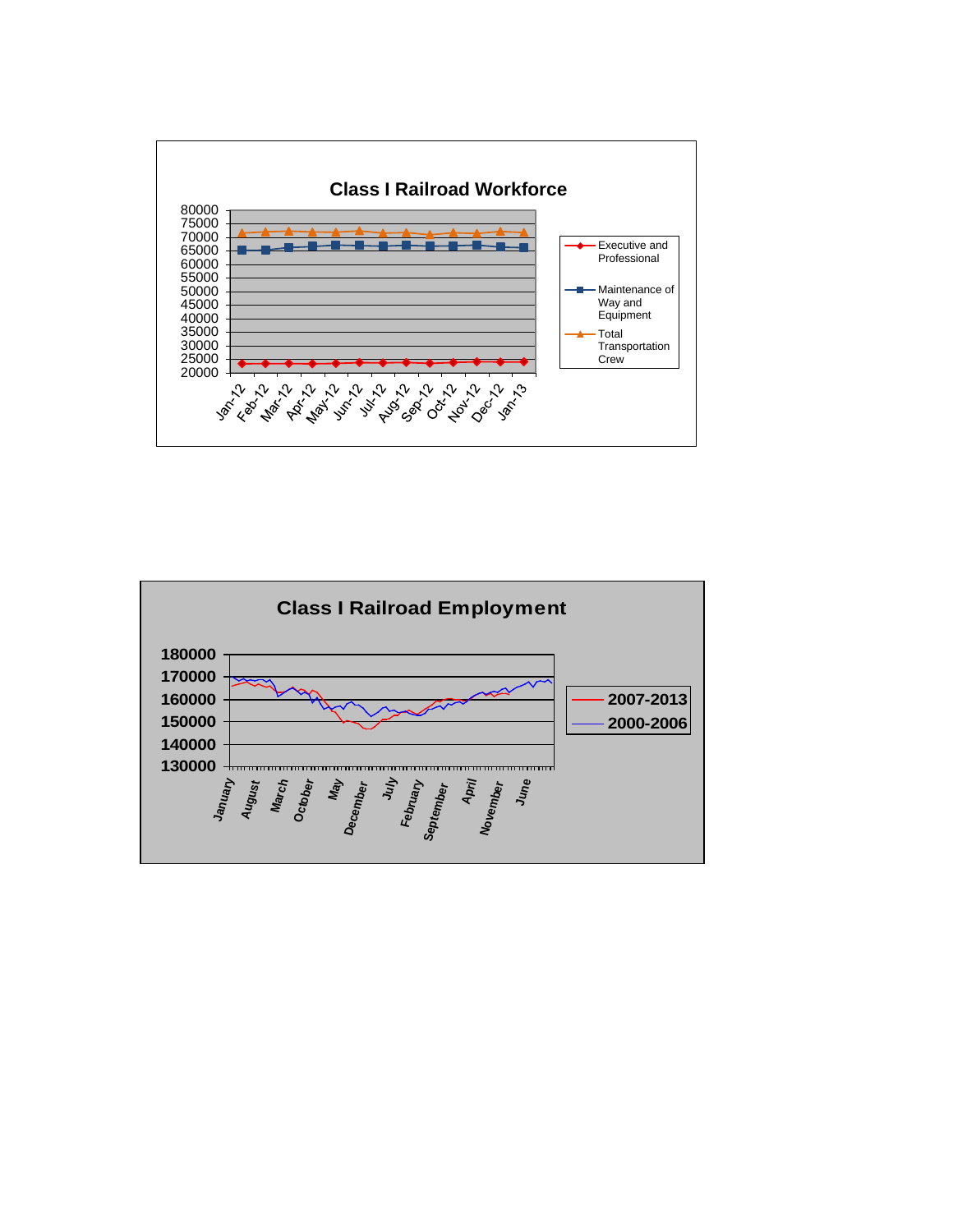Class I Railroad Workforce

80000
75000
70000
65000
60000
55000
50000
45000
40000
35000
30000
25000
20000

Jan-12
Feb-12
Mar-12
Apr-12
May-12
Jun-12
Jul-12
Aug-12
Sep-12
Oct-12
Nov-12
Dec-12
Jan-13

Executive and Professional
Maintenance of Way and Equipment
Total Transportation Crew

Class I Railroad Employment

180000
170000
160000
150000
140000
130000

January
August
March
October
May
December
July
February
September
April
November
June

2007-2013
2000-2006